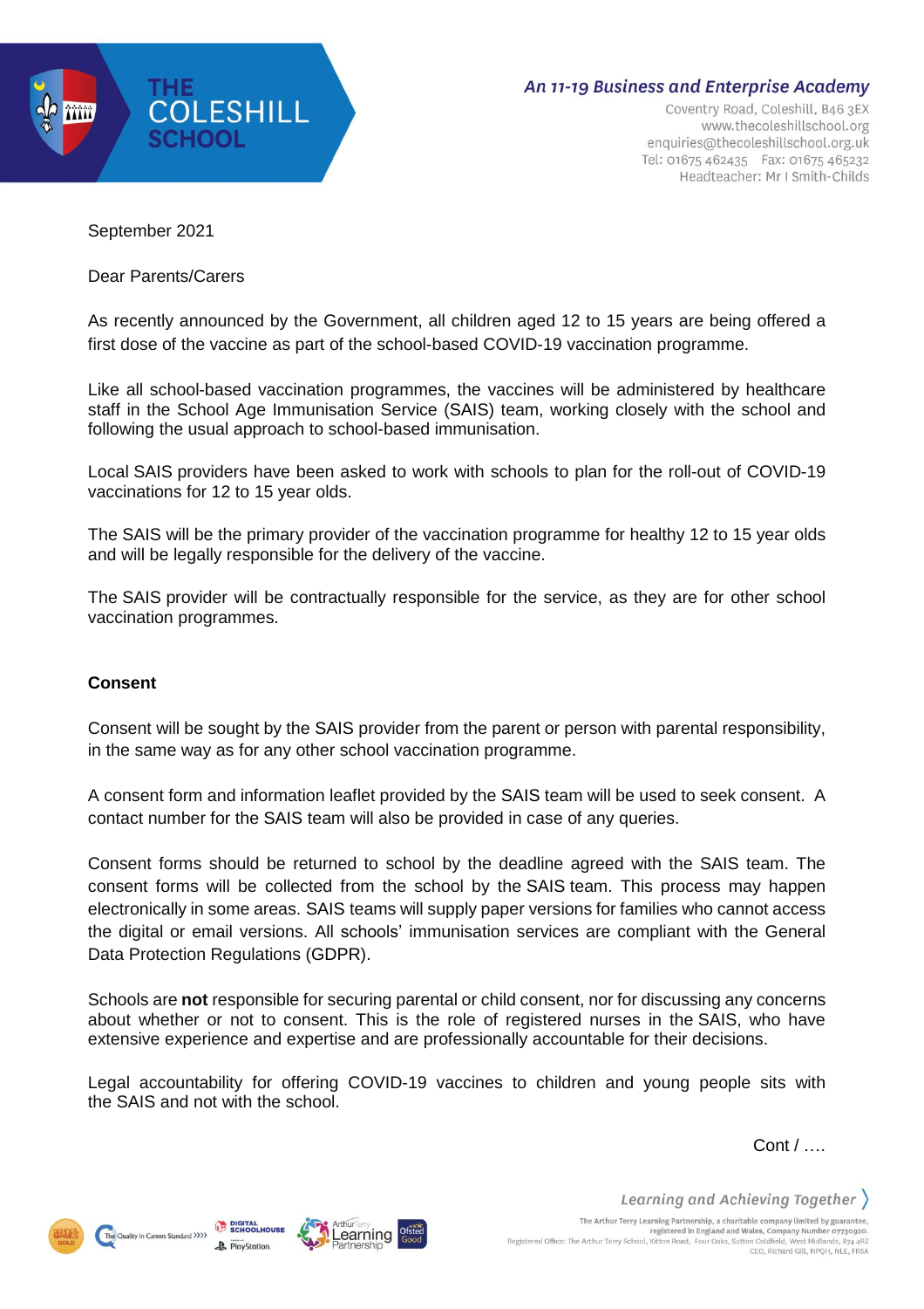September 2021

Dear Parents/Carers

As recently announced by the Government, all children aged 12 to 15 years are being offered a first dose of the vaccine as part of the school-based COVID-19 vaccination programme.

Like all school-based vaccination programmes, the vaccines will be administered by healthcare staff in the School Age Immunisation Service (SAIS) team, working closely with the school and following the usual approach to school-based immunisation.

Local SAIS providers have been asked to work with schools to plan for the roll-out of COVID-19 vaccinations for 12 to 15 year olds.

The SAIS will be the primary provider of the vaccination programme for healthy 12 to 15 year olds and will be legally responsible for the delivery of the vaccine.

The SAIS provider will be contractually responsible for the service, as they are for other school vaccination programmes.

**Consent**

Consent will be sought by the SAIS provider from the parent or person with parental responsibility, in the same way as for any other school vaccination programme.

A consent form and information leaflet provided by the SAIS team will be used to seek consent. A contact number for the SAIS team will also be provided in case of any queries.

Consent forms should be returned to school by the deadline agreed with the SAIS team. The consent forms will be collected from the school by the SAIS team. This process may happen electronically in some areas. SAIS teams will supply paper versions for families who cannot access the digital or email versions. All schools' immunisation services are compliant with the General Data Protection Regulations (GDPR).

Schools are **not** responsible for securing parental or child consent, nor for discussing any concerns about whether or not to consent. This is the role of registered nurses in the SAIS, who have extensive experience and expertise and are professionally accountable for their decisions.

Legal accountability for offering COVID-19 vaccines to children and young people sits with the SAIS and not with the school.

Cont / ….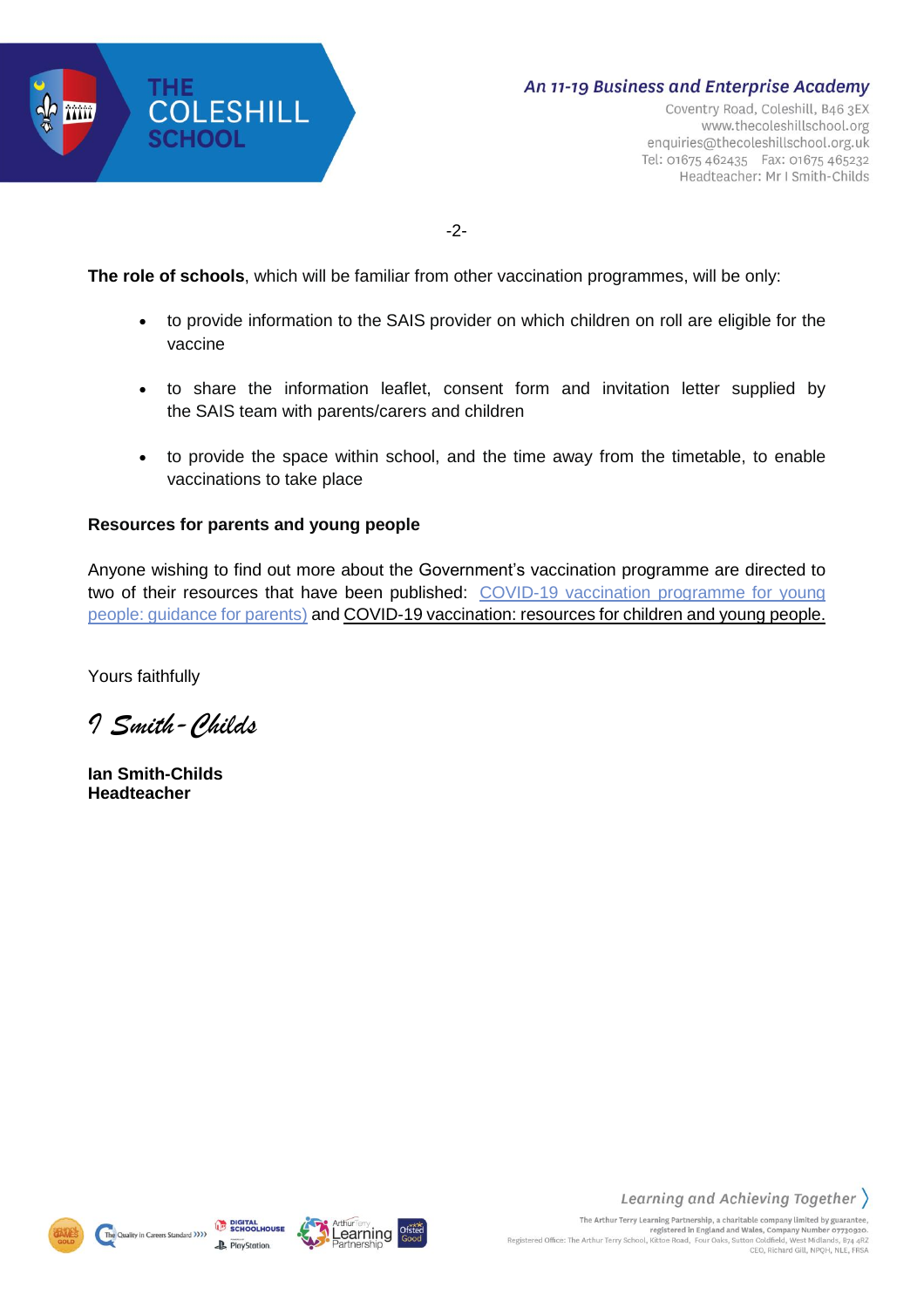**The role of schools**, which will be familiar from other vaccination programmes, will be only:

- to provide information to the SAIS provider on which children on roll are eligible for the vaccine
- to share the information leaflet, consent form and invitation letter supplied by the SAIS team with parents/carers and children
- to provide the space within school, and the time away from the timetable, to enable vaccinations to take place

**Resources for parents and young people**

Anyone wishing to find out more about the Government's vaccination programme are directed to two of their resources that have been published: COVID-19 vaccination programme for young people: guidance for parents) and COVID-19 vaccination: resources for children and young people.

Yours faithfully

*I Smith-Childs*

**Ian Smith-Childs**
**Headteacher**